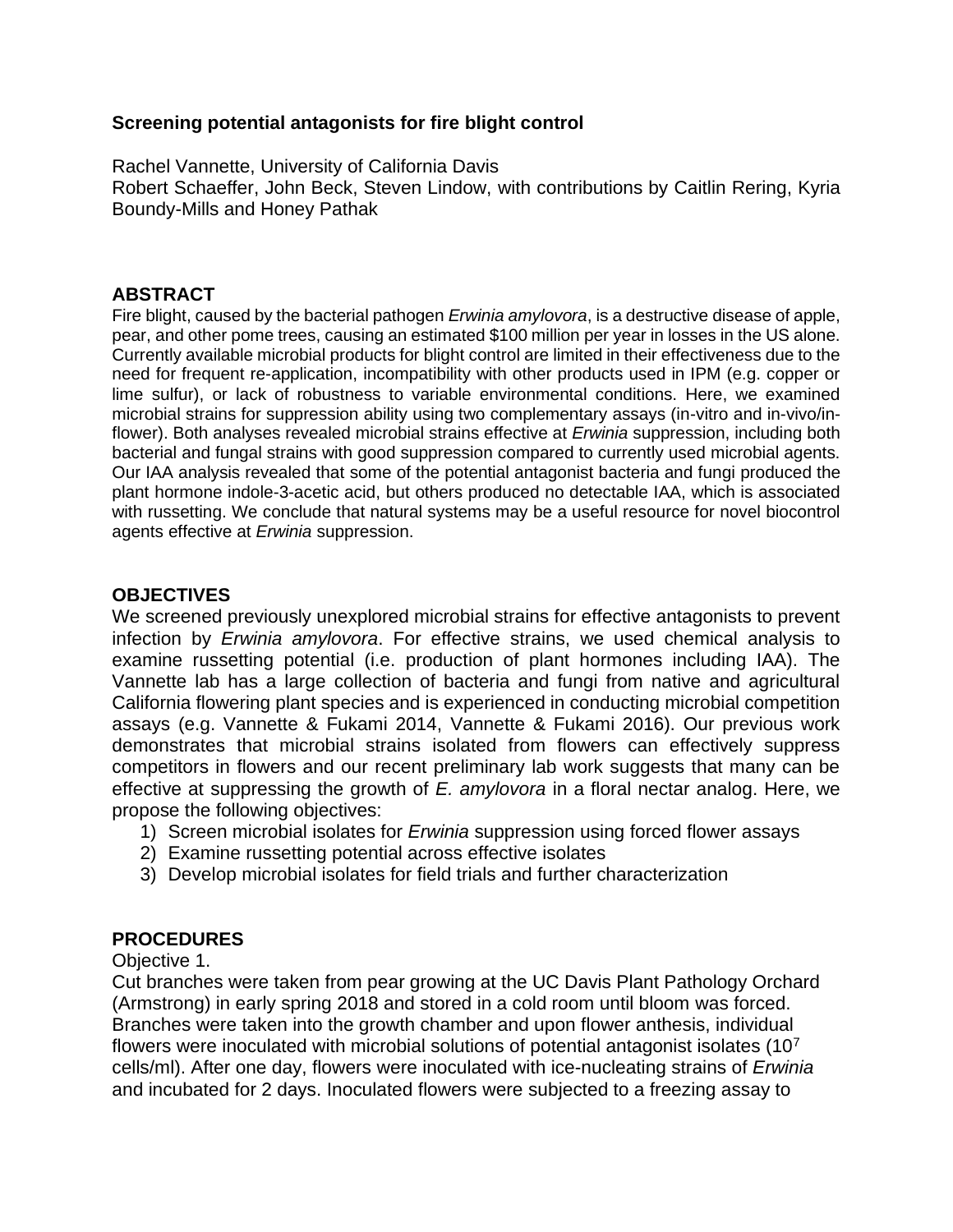**Screening potential antagonists for fire blight control**

Rachel Vannette, University of California Davis
Robert Schaeffer, John Beck, Steven Lindow, with contributions by Caitlin Rering, Kyria Boundy-Mills and Honey Pathak

## ABSTRACT

Fire blight, caused by the bacterial pathogen *Erwinia amylovora*, is a destructive disease of apple, pear, and other pome trees, causing an estimated $100 million per year in losses in the US alone. Currently available microbial products for blight control are limited in their effectiveness due to the need for frequent re-application, incompatibility with other products used in IPM (e.g. copper or lime sulfur), or lack of robustness to variable environmental conditions. Here, we examined microbial strains for suppression ability using two complementary assays (in-vitro and in-vivo/in-flower). Both analyses revealed microbial strains effective at *Erwinia* suppression, including both bacterial and fungal strains with good suppression compared to currently used microbial agents. Our IAA analysis revealed that some of the potential antagonist bacteria and fungi produced the plant hormone indole-3-acetic acid, but others produced no detectable IAA, which is associated with russetting. We conclude that natural systems may be a useful resource for novel biocontrol agents effective at *Erwinia* suppression.

## OBJECTIVES

We screened previously unexplored microbial strains for effective antagonists to prevent infection by *Erwinia amylovora*. For effective strains, we used chemical analysis to examine russetting potential (i.e. production of plant hormones including IAA). The Vannette lab has a large collection of bacteria and fungi from native and agricultural California flowering plant species and is experienced in conducting microbial competition assays (e.g. Vannette & Fukami 2014, Vannette & Fukami 2016). Our previous work demonstrates that microbial strains isolated from flowers can effectively suppress competitors in flowers and our recent preliminary lab work suggests that many can be effective at suppressing the growth of *E. amylovora* in a floral nectar analog. Here, we propose the following objectives:

1) Screen microbial isolates for *Erwinia* suppression using forced flower assays
2) Examine russetting potential across effective isolates
3) Develop microbial isolates for field trials and further characterization

## PROCEDURES

Objective 1.

Cut branches were taken from pear growing at the UC Davis Plant Pathology Orchard (Armstrong) in early spring 2018 and stored in a cold room until bloom was forced. Branches were taken into the growth chamber and upon flower anthesis, individual flowers were inoculated with microbial solutions of potential antagonist isolates ($10^7$ cells/ml). After one day, flowers were inoculated with ice-nucleating strains of *Erwinia* and incubated for 2 days. Inoculated flowers were subjected to a freezing assay to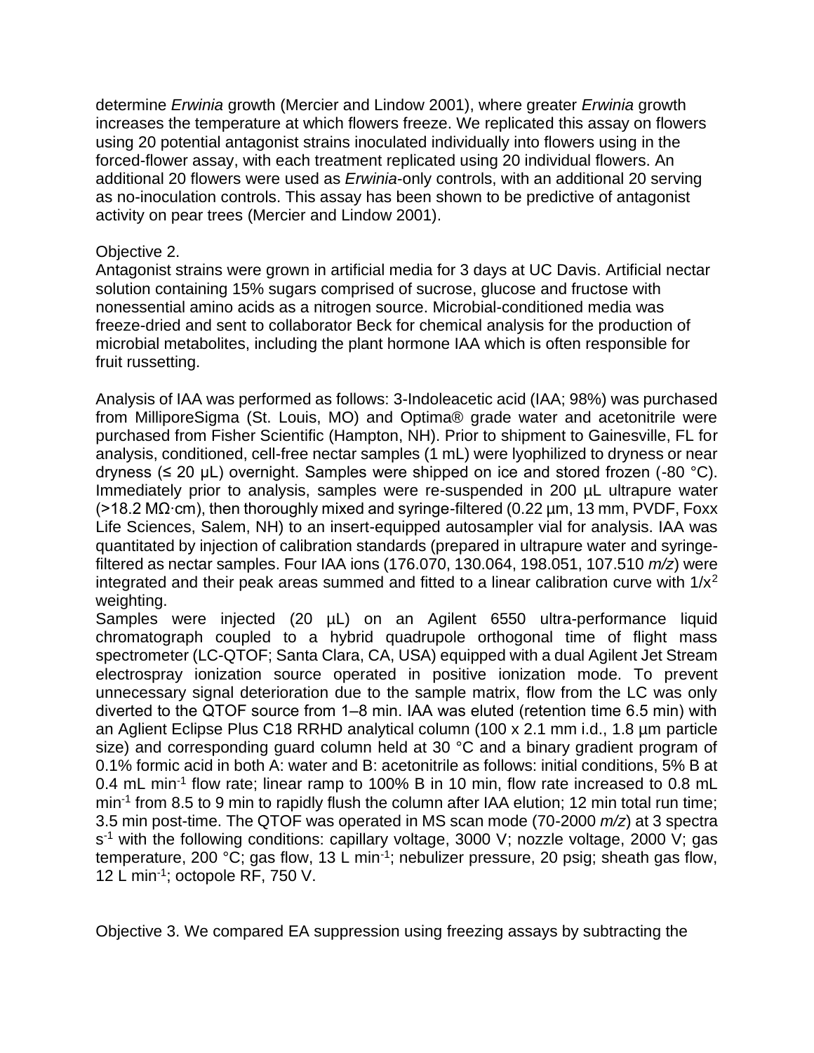determine *Erwinia* growth (Mercier and Lindow 2001), where greater *Erwinia* growth increases the temperature at which flowers freeze. We replicated this assay on flowers using 20 potential antagonist strains inoculated individually into flowers using in the forced-flower assay, with each treatment replicated using 20 individual flowers. An additional 20 flowers were used as *Erwinia*-only controls, with an additional 20 serving as no-inoculation controls. This assay has been shown to be predictive of antagonist activity on pear trees (Mercier and Lindow 2001).

Objective 2.

Antagonist strains were grown in artificial media for 3 days at UC Davis. Artificial nectar solution containing 15% sugars comprised of sucrose, glucose and fructose with nonessential amino acids as a nitrogen source. Microbial-conditioned media was freeze-dried and sent to collaborator Beck for chemical analysis for the production of microbial metabolites, including the plant hormone IAA which is often responsible for fruit russetting.

Analysis of IAA was performed as follows: 3-Indoleacetic acid (IAA; 98%) was purchased from MilliporeSigma (St. Louis, MO) and Optima® grade water and acetonitrile were purchased from Fisher Scientific (Hampton, NH). Prior to shipment to Gainesville, FL for analysis, conditioned, cell-free nectar samples (1 mL) were lyophilized to dryness or near dryness (≤ 20 µL) overnight. Samples were shipped on ice and stored frozen (-80 °C). Immediately prior to analysis, samples were re-suspended in 200 µL ultrapure water (>18.2 MΩ·cm), then thoroughly mixed and syringe-filtered (0.22 µm, 13 mm, PVDF, Foxx Life Sciences, Salem, NH) to an insert-equipped autosampler vial for analysis. IAA was quantitated by injection of calibration standards (prepared in ultrapure water and syringe-filtered as nectar samples. Four IAA ions (176.070, 130.064, 198.051, 107.510 *m/z*) were integrated and their peak areas summed and fitted to a linear calibration curve with $1/x^2$ weighting.

Samples were injected (20 µL) on an Agilent 6550 ultra-performance liquid chromatograph coupled to a hybrid quadrupole orthogonal time of flight mass spectrometer (LC-QTOF; Santa Clara, CA, USA) equipped with a dual Agilent Jet Stream electrospray ionization source operated in positive ionization mode. To prevent unnecessary signal deterioration due to the sample matrix, flow from the LC was only diverted to the QTOF source from 1–8 min. IAA was eluted (retention time 6.5 min) with an Aglient Eclipse Plus C18 RRHD analytical column (100 x 2.1 mm i.d., 1.8 µm particle size) and corresponding guard column held at 30 °C and a binary gradient program of 0.1% formic acid in both A: water and B: acetonitrile as follows: initial conditions, 5% B at 0.4 mL $min^{-1}$ flow rate; linear ramp to 100% B in 10 min, flow rate increased to 0.8 mL $min^{-1}$ from 8.5 to 9 min to rapidly flush the column after IAA elution; 12 min total run time; 3.5 min post-time. The QTOF was operated in MS scan mode (70-2000 *m/z*) at 3 spectra $s^{-1}$ with the following conditions: capillary voltage, 3000 V; nozzle voltage, 2000 V; gas temperature, 200 °C; gas flow, 13 L $min^{-1}$; nebulizer pressure, 20 psig; sheath gas flow, 12 L $min^{-1}$; octopole RF, 750 V.

Objective 3. We compared EA suppression using freezing assays by subtracting the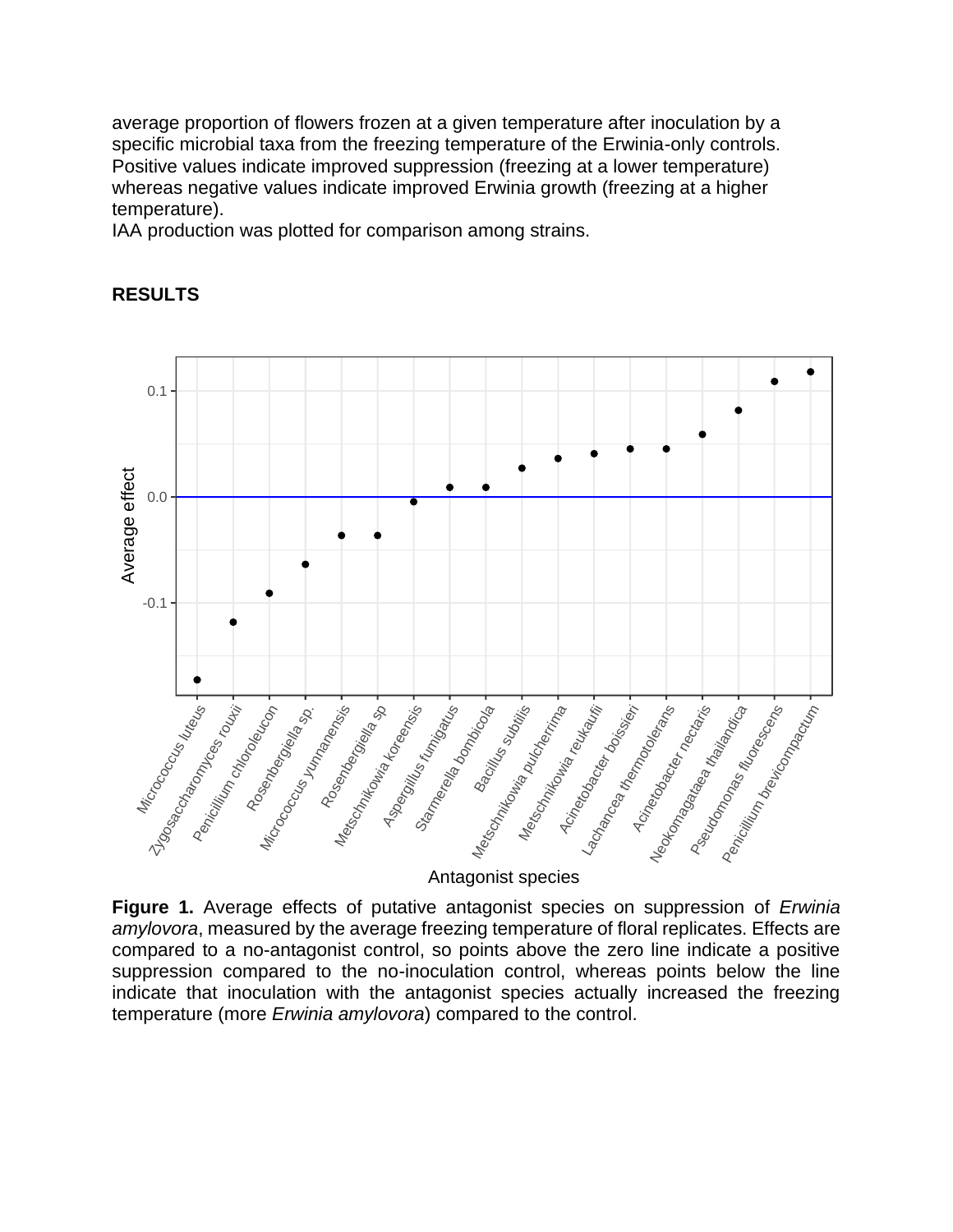average proportion of flowers frozen at a given temperature after inoculation by a specific microbial taxa from the freezing temperature of the Erwinia-only controls. Positive values indicate improved suppression (freezing at a lower temperature) whereas negative values indicate improved Erwinia growth (freezing at a higher temperature).
IAA production was plotted for comparison among strains.

## RESULTS

**Figure 1.** Average effects of putative antagonist species on suppression of *Erwinia amylovora*, measured by the average freezing temperature of floral replicates. Effects are compared to a no-antagonist control, so points above the zero line indicate a positive suppression compared to the no-inoculation control, whereas points below the line indicate that inoculation with the antagonist species actually increased the freezing temperature (more *Erwinia amylovora*) compared to the control.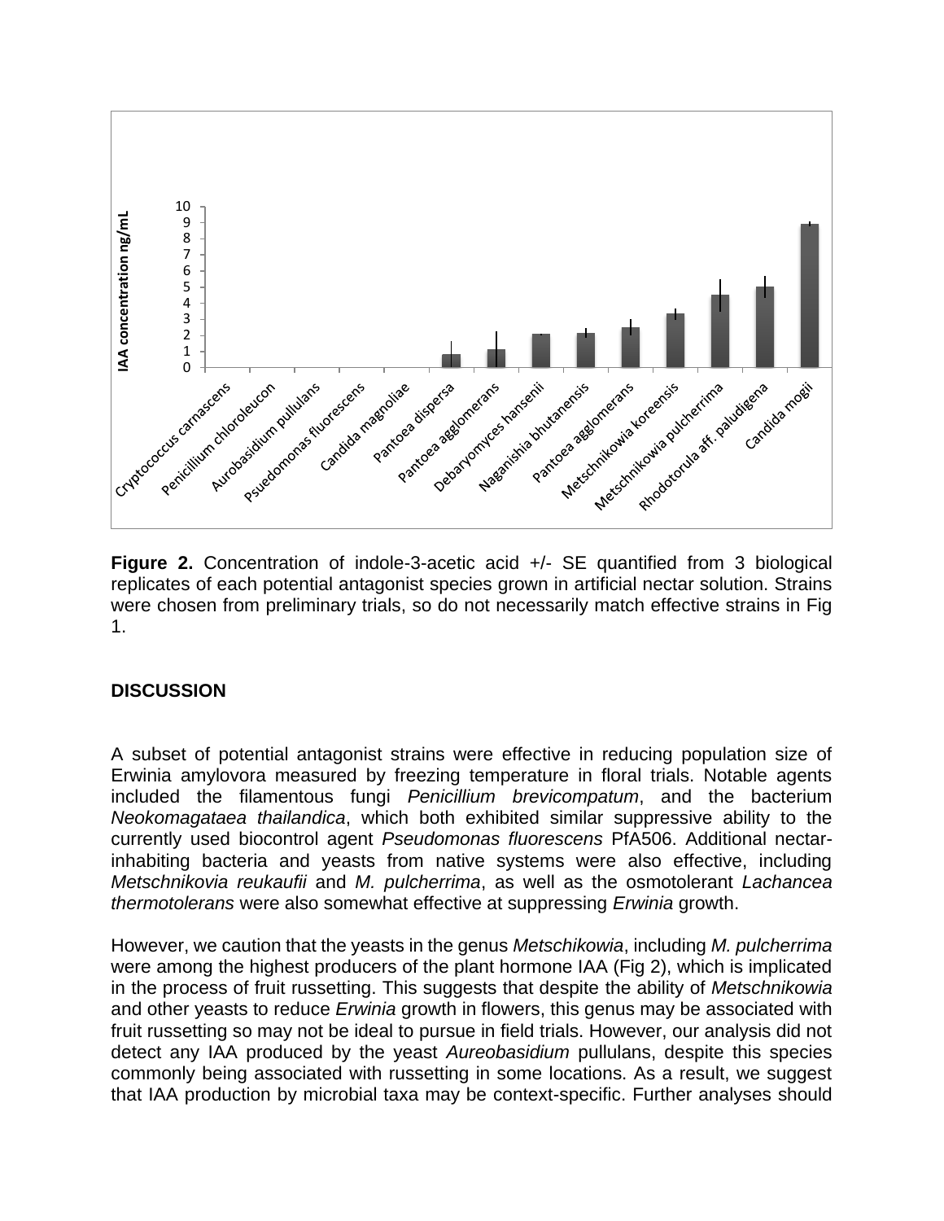**Figure 2.** Concentration of indole-3-acetic acid +/- SE quantified from 3 biological replicates of each potential antagonist species grown in artificial nectar solution. Strains were chosen from preliminary trials, so do not necessarily match effective strains in Fig 1.

## DISCUSSION

A subset of potential antagonist strains were effective in reducing population size of Erwinia amylovora measured by freezing temperature in floral trials. Notable agents included the filamentous fungi *Penicillium brevicompatum*, and the bacterium *Neokomagataea thailandica*, which both exhibited similar suppressive ability to the currently used biocontrol agent *Pseudomonas fluorescens* PfA506. Additional nectar-inhabiting bacteria and yeasts from native systems were also effective, including *Metschnikovia reukaufii* and *M. pulcherrima*, as well as the osmotolerant *Lachancea thermotolerans* were also somewhat effective at suppressing *Erwinia* growth.

However, we caution that the yeasts in the genus *Metschikowia*, including *M. pulcherrima* were among the highest producers of the plant hormone IAA (Fig 2), which is implicated in the process of fruit russetting. This suggests that despite the ability of *Metschnikowia* and other yeasts to reduce *Erwinia* growth in flowers, this genus may be associated with fruit russetting so may not be ideal to pursue in field trials. However, our analysis did not detect any IAA produced by the yeast *Aureobasidium* pullulans, despite this species commonly being associated with russetting in some locations. As a result, we suggest that IAA production by microbial taxa may be context-specific. Further analyses should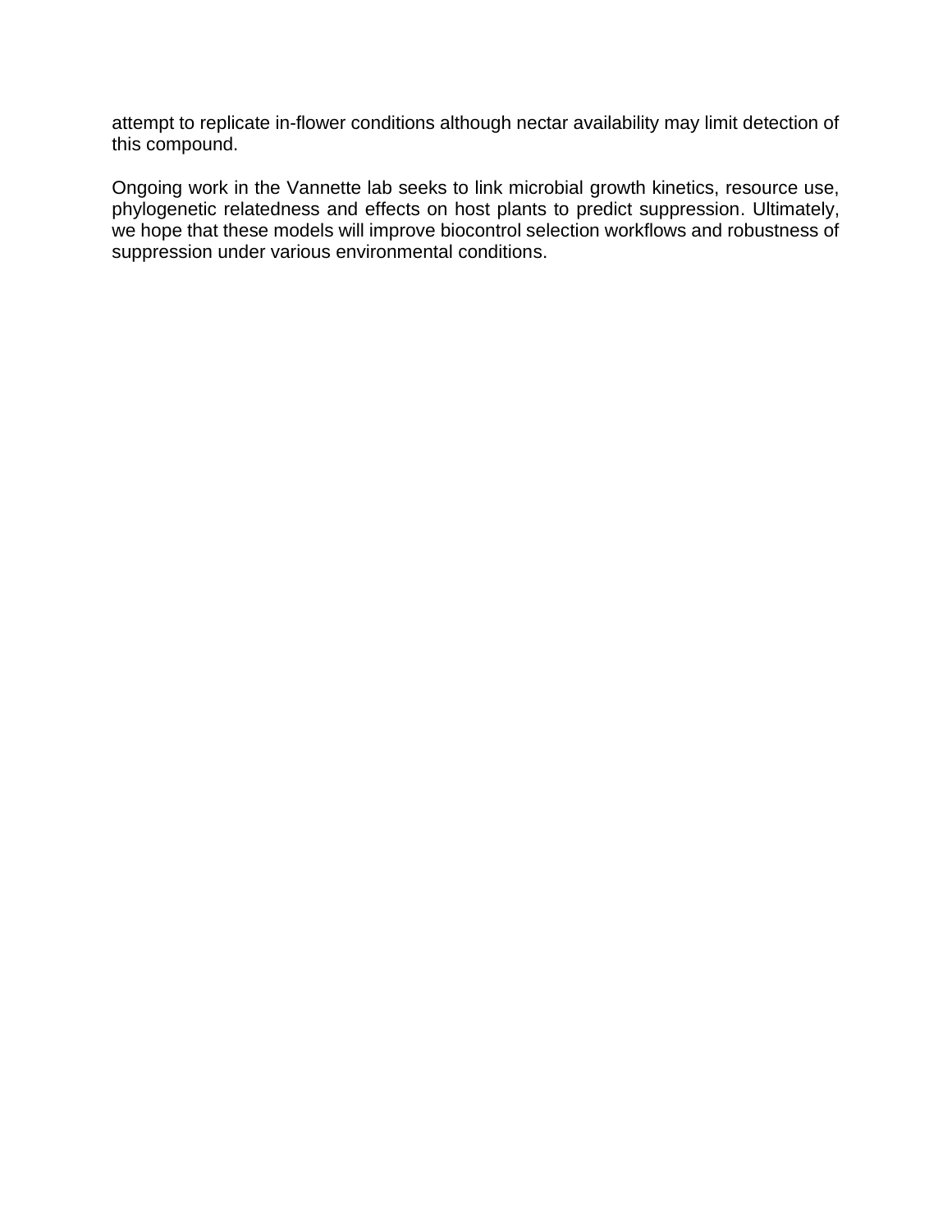attempt to replicate in-flower conditions although nectar availability may limit detection of this compound.

Ongoing work in the Vannette lab seeks to link microbial growth kinetics, resource use, phylogenetic relatedness and effects on host plants to predict suppression. Ultimately, we hope that these models will improve biocontrol selection workflows and robustness of suppression under various environmental conditions.